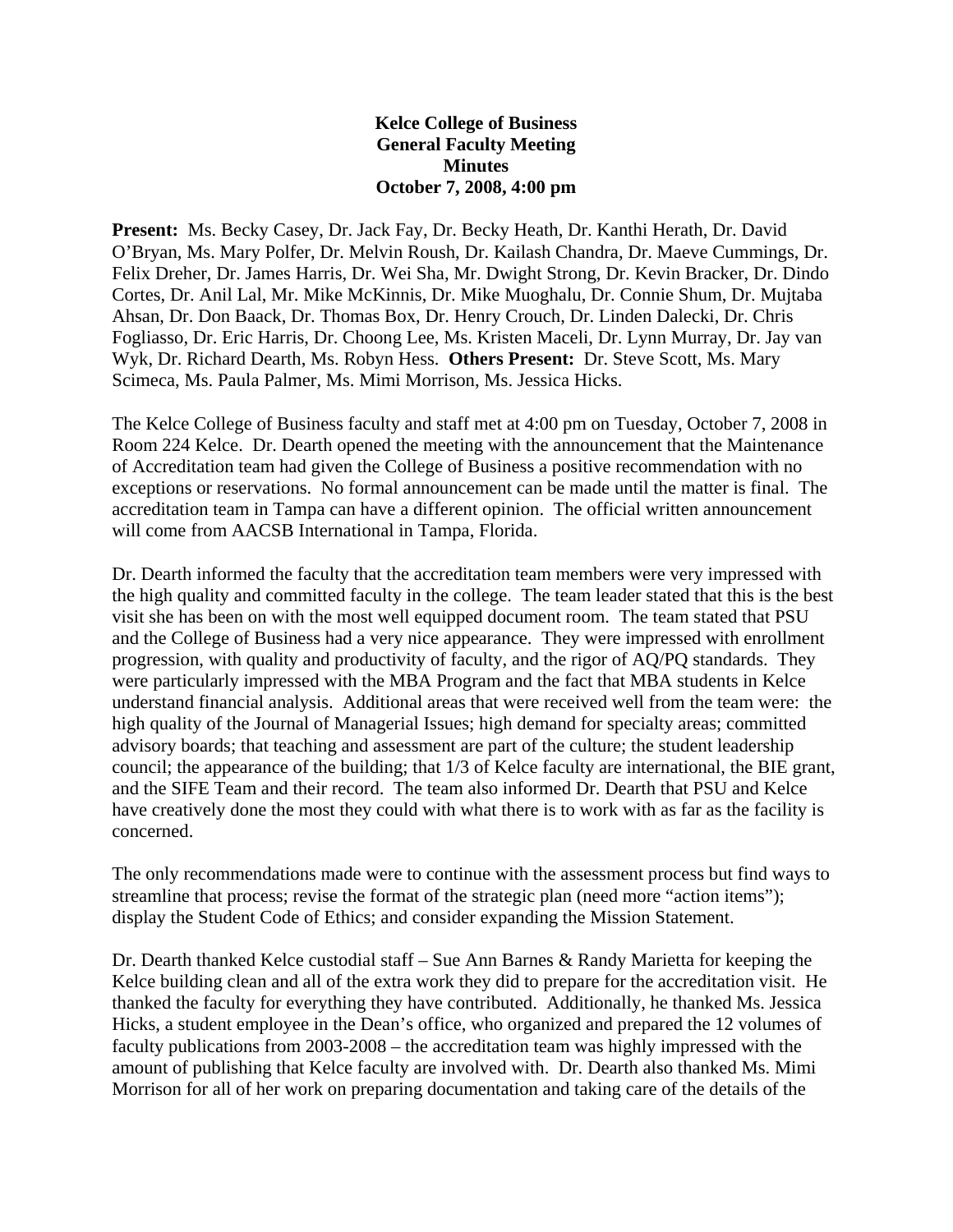**Kelce College of Business**
**General Faculty Meeting**
**Minutes**
**October 7, 2008, 4:00 pm**

**Present:** Ms. Becky Casey, Dr. Jack Fay, Dr. Becky Heath, Dr. Kanthi Herath, Dr. David O'Bryan, Ms. Mary Polfer, Dr. Melvin Roush, Dr. Kailash Chandra, Dr. Maeve Cummings, Dr. Felix Dreher, Dr. James Harris, Dr. Wei Sha, Mr. Dwight Strong, Dr. Kevin Bracker, Dr. Dindo Cortes, Dr. Anil Lal, Mr. Mike McKinnis, Dr. Mike Muoghalu, Dr. Connie Shum, Dr. Mujtaba Ahsan, Dr. Don Baack, Dr. Thomas Box, Dr. Henry Crouch, Dr. Linden Dalecki, Dr. Chris Fogliasso, Dr. Eric Harris, Dr. Choong Lee, Ms. Kristen Maceli, Dr. Lynn Murray, Dr. Jay van Wyk, Dr. Richard Dearth, Ms. Robyn Hess. **Others Present:** Dr. Steve Scott, Ms. Mary Scimeca, Ms. Paula Palmer, Ms. Mimi Morrison, Ms. Jessica Hicks.

The Kelce College of Business faculty and staff met at 4:00 pm on Tuesday, October 7, 2008 in Room 224 Kelce. Dr. Dearth opened the meeting with the announcement that the Maintenance of Accreditation team had given the College of Business a positive recommendation with no exceptions or reservations. No formal announcement can be made until the matter is final. The accreditation team in Tampa can have a different opinion. The official written announcement will come from AACSB International in Tampa, Florida.

Dr. Dearth informed the faculty that the accreditation team members were very impressed with the high quality and committed faculty in the college. The team leader stated that this is the best visit she has been on with the most well equipped document room. The team stated that PSU and the College of Business had a very nice appearance. They were impressed with enrollment progression, with quality and productivity of faculty, and the rigor of AQ/PQ standards. They were particularly impressed with the MBA Program and the fact that MBA students in Kelce understand financial analysis. Additional areas that were received well from the team were: the high quality of the Journal of Managerial Issues; high demand for specialty areas; committed advisory boards; that teaching and assessment are part of the culture; the student leadership council; the appearance of the building; that 1/3 of Kelce faculty are international, the BIE grant, and the SIFE Team and their record. The team also informed Dr. Dearth that PSU and Kelce have creatively done the most they could with what there is to work with as far as the facility is concerned.

The only recommendations made were to continue with the assessment process but find ways to streamline that process; revise the format of the strategic plan (need more "action items"); display the Student Code of Ethics; and consider expanding the Mission Statement.

Dr. Dearth thanked Kelce custodial staff – Sue Ann Barnes & Randy Marietta for keeping the Kelce building clean and all of the extra work they did to prepare for the accreditation visit. He thanked the faculty for everything they have contributed. Additionally, he thanked Ms. Jessica Hicks, a student employee in the Dean's office, who organized and prepared the 12 volumes of faculty publications from 2003-2008 – the accreditation team was highly impressed with the amount of publishing that Kelce faculty are involved with. Dr. Dearth also thanked Ms. Mimi Morrison for all of her work on preparing documentation and taking care of the details of the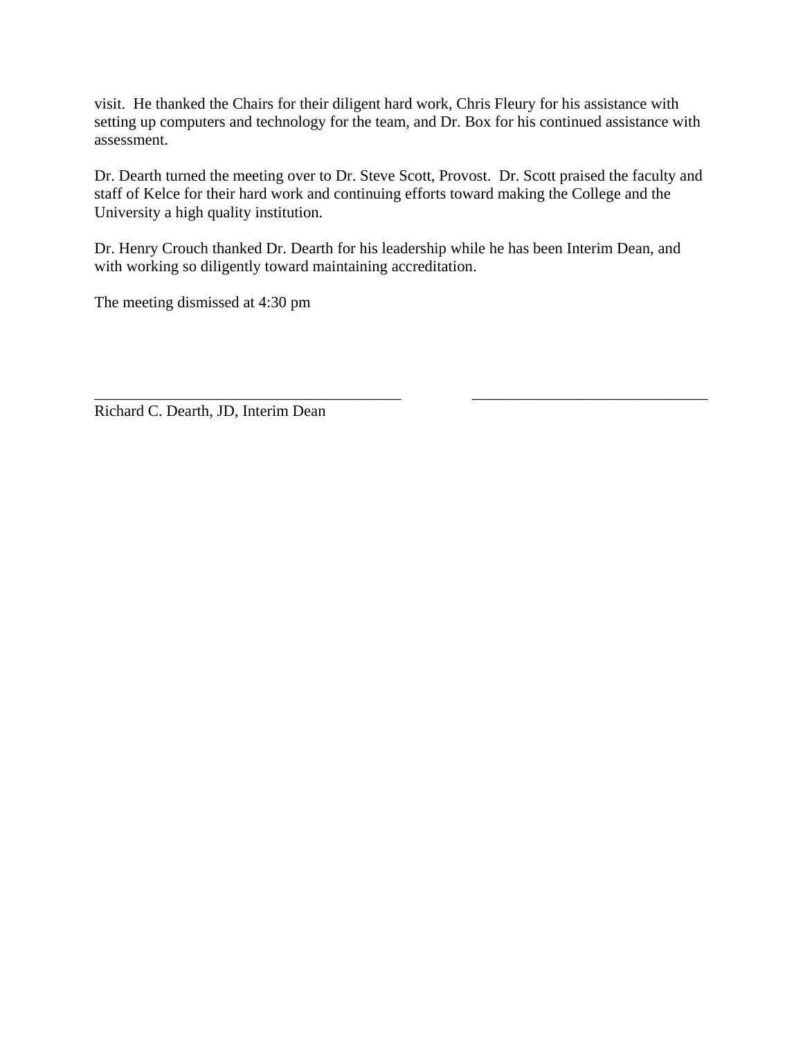visit. He thanked the Chairs for their diligent hard work, Chris Fleury for his assistance with setting up computers and technology for the team, and Dr. Box for his continued assistance with assessment.

Dr. Dearth turned the meeting over to Dr. Steve Scott, Provost. Dr. Scott praised the faculty and staff of Kelce for their hard work and continuing efforts toward making the College and the University a high quality institution.

Dr. Henry Crouch thanked Dr. Dearth for his leadership while he has been Interim Dean, and with working so diligently toward maintaining accreditation.

The meeting dismissed at 4:30 pm

________________________________________ ________________________________

Richard C. Dearth, JD, Interim Dean